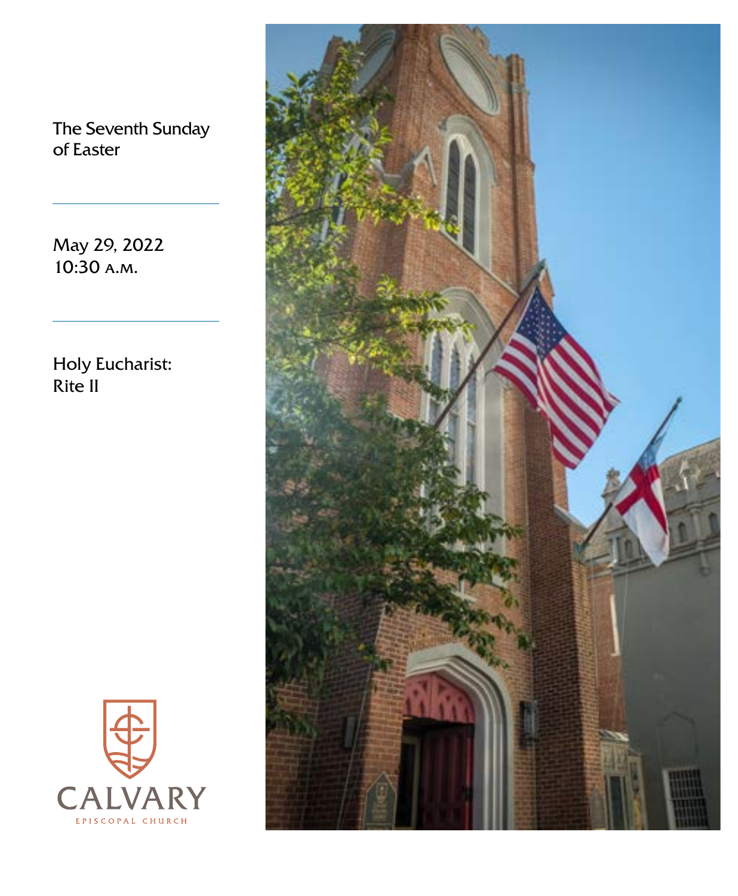# The Seventh Sunday of Easter

May 29, 2022
10:30 A.M.

Holy Eucharist: Rite II

CALVARY
EPISCOPAL CHURCH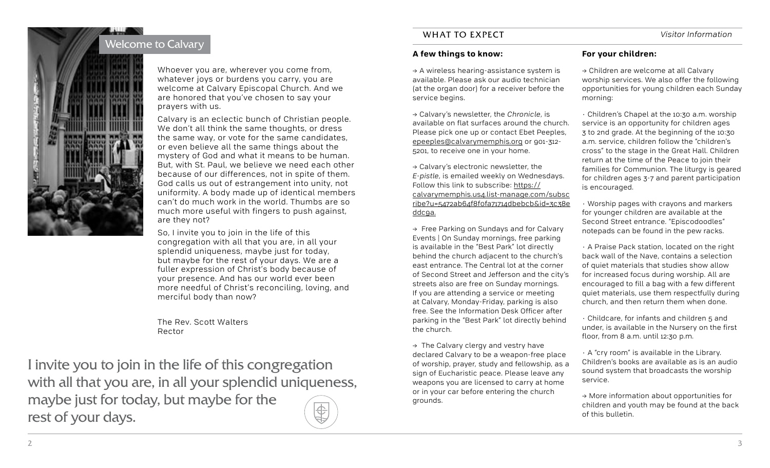## Welcome to Calvary

Whoever you are, wherever you come from, whatever joys or burdens you carry, you are welcome at Calvary Episcopal Church. And we are honored that you've chosen to say your prayers with us.

Calvary is an eclectic bunch of Christian people. We don't all think the same thoughts, or dress the same way, or vote for the same candidates, or even believe all the same things about the mystery of God and what it means to be human. But, with St. Paul, we believe we need each other because of our differences, not in spite of them. God calls us out of estrangement into unity, not uniformity. A body made up of identical members can't do much work in the world. Thumbs are so much more useful with fingers to push against, are they not?

So, I invite you to join in the life of this congregation with all that you are, in all your splendid uniqueness, maybe just for today, but maybe for the rest of your days. We are a fuller expression of Christ's body because of your presence. And has our world ever been more needful of Christ's reconciling, loving, and merciful body than now?

The Rev. Scott Walters
Rector

I invite you to join in the life of this congregation with all that you are, in all your splendid uniqueness, maybe just for today, but maybe for the rest of your days.

## WHAT TO EXPECT

*Visitor Information*

### A few things to know:

→ A wireless hearing-assistance system is available. Please ask our audio technician (at the organ door) for a receiver before the service begins.

→ Calvary's newsletter, the *Chronicle*, is available on flat surfaces around the church. Please pick one up or contact Ebet Peeples, epeeples@calvarymemphis.org or 901-312-5201, to receive one in your home.

→ Calvary's electronic newsletter, the *E-pistle*, is emailed weekly on Wednesdays. Follow this link to subscribe: https://calvarymemphis.us4.list-manage.com/subscribe?u=5472ab64f8f0fa71714dbebcb&id=3c38eddc9a.

→ Free Parking on Sundays and for Calvary Events | On Sunday mornings, free parking is available in the "Best Park" lot directly behind the church adjacent to the church's east entrance. The Central lot at the corner of Second Street and Jefferson and the city's streets also are free on Sunday mornings. If you are attending a service or meeting at Calvary, Monday-Friday, parking is also free. See the Information Desk Officer after parking in the "Best Park" lot directly behind the church.

→ The Calvary clergy and vestry have declared Calvary to be a weapon-free place of worship, prayer, study and fellowship, as a sign of Eucharistic peace. Please leave any weapons you are licensed to carry at home or in your car before entering the church grounds.

### For your children:

→ Children are welcome at all Calvary worship services. We also offer the following opportunities for young children each Sunday morning:

· Children's Chapel at the 10:30 a.m. worship service is an opportunity for children ages 3 to 2nd grade. At the beginning of the 10:30 a.m. service, children follow the "children's cross" to the stage in the Great Hall. Children return at the time of the Peace to join their families for Communion. The liturgy is geared for children ages 3-7 and parent participation is encouraged.

· Worship pages with crayons and markers for younger children are available at the Second Street entrance. "Episcodoodles" notepads can be found in the pew racks.

· A Praise Pack station, located on the right back wall of the Nave, contains a selection of quiet materials that studies show allow for increased focus during worship. All are encouraged to fill a bag with a few different quiet materials, use them respectfully during church, and then return them when done.

· Childcare, for infants and children 5 and under, is available in the Nursery on the first floor, from 8 a.m. until 12:30 p.m.

· A "cry room" is available in the Library. Children's books are available as is an audio sound system that broadcasts the worship service.

→ More information about opportunities for children and youth may be found at the back of this bulletin.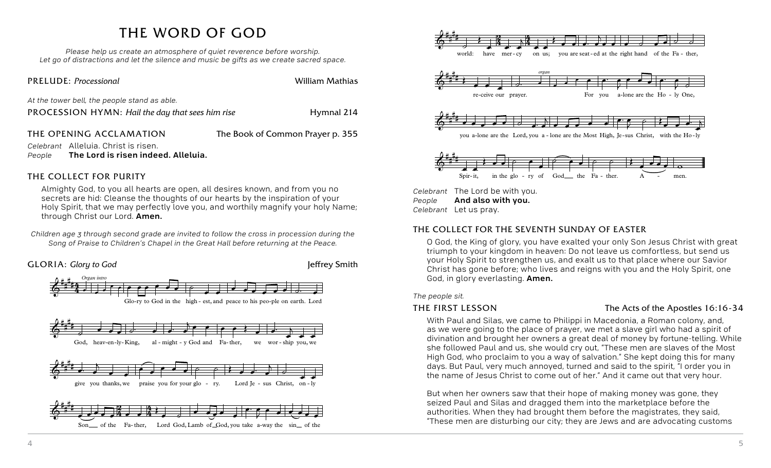# THE WORD OF GOD

*Please help us create an atmosphere of quiet reverence before worship.*
*Let go of distractions and let the silence and music be gifts as we create sacred space.*

**PRELUDE:** *Processional* — William Mathias

*At the tower bell, the people stand as able.*

**PROCESSION HYMN:** *Hail the day that sees him rise* — Hymnal 214

**THE OPENING ACCLAMATION** — The Book of Common Prayer p. 355

*Celebrant* Alleluia. Christ is risen.
*People* **The Lord is risen indeed. Alleluia.**

**THE COLLECT FOR PURITY**

Almighty God, to you all hearts are open, all desires known, and from you no secrets are hid: Cleanse the thoughts of our hearts by the inspiration of your Holy Spirit, that we may perfectly love you, and worthily magnify your holy Name; through Christ our Lord. **Amen.**

*Children age 3 through second grade are invited to follow the cross in procession during the Song of Praise to Children's Chapel in the Great Hall before returning at the Peace.*

**GLORIA:** *Glory to God* — Jeffrey Smith

*Organ intro*

Glo-ry to God in the high-est, and peace to his peo-ple on earth. Lord God, heav-en-ly King, al-might-y God and Fa-ther, we wor-ship you, we give you thanks, we praise you for your glo-ry. Lord Je-sus Christ, on-ly Son of the Fa-ther, Lord God, Lamb of God, you take a-way the sin of the world: have mer-cy on us; you are seat-ed at the right hand of the Fa-ther, re-ceive our prayer.

*organ*

For you a-lone are the Ho-ly One, you a-lone are the Lord, you a-lone are the Most High, Je-sus Christ, with the Ho-ly Spir-it, in the glo-ry of God the Fa-ther. A-men.

*Celebrant* The Lord be with you.
*People* **And also with you.**
*Celebrant* Let us pray.

**THE COLLECT FOR THE SEVENTH SUNDAY OF EASTER**

O God, the King of glory, you have exalted your only Son Jesus Christ with great triumph to your kingdom in heaven: Do not leave us comfortless, but send us your Holy Spirit to strengthen us, and exalt us to that place where our Savior Christ has gone before; who lives and reigns with you and the Holy Spirit, one God, in glory everlasting. **Amen.**

*The people sit.*

**THE FIRST LESSON** — The Acts of the Apostles 16:16-34

With Paul and Silas, we came to Philippi in Macedonia, a Roman colony, and, as we were going to the place of prayer, we met a slave girl who had a spirit of divination and brought her owners a great deal of money by fortune-telling. While she followed Paul and us, she would cry out, "These men are slaves of the Most High God, who proclaim to you a way of salvation." She kept doing this for many days. But Paul, very much annoyed, turned and said to the spirit, "I order you in the name of Jesus Christ to come out of her." And it came out that very hour.

But when her owners saw that their hope of making money was gone, they seized Paul and Silas and dragged them into the marketplace before the authorities. When they had brought them before the magistrates, they said, "These men are disturbing our city; they are Jews and are advocating customs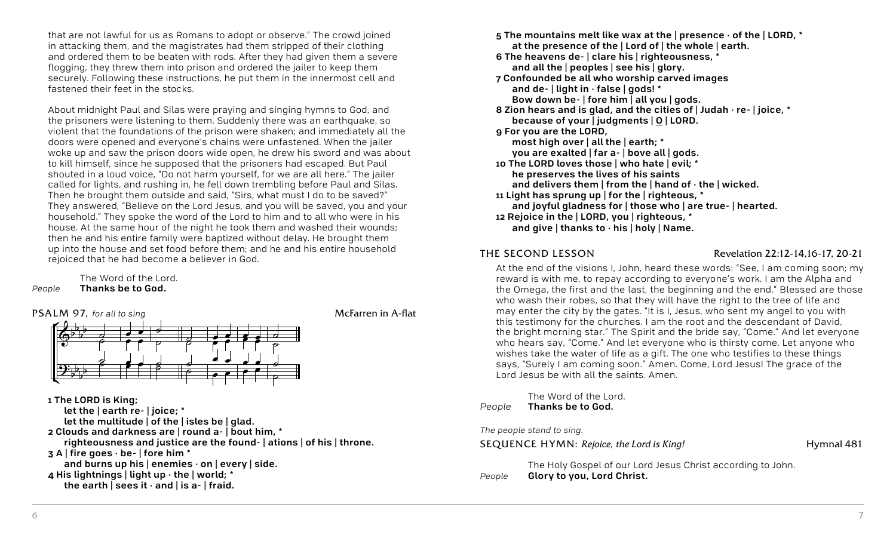that are not lawful for us as Romans to adopt or observe." The crowd joined in attacking them, and the magistrates had them stripped of their clothing and ordered them to be beaten with rods. After they had given them a severe flogging, they threw them into prison and ordered the jailer to keep them securely. Following these instructions, he put them in the innermost cell and fastened their feet in the stocks.

About midnight Paul and Silas were praying and singing hymns to God, and the prisoners were listening to them. Suddenly there was an earthquake, so violent that the foundations of the prison were shaken; and immediately all the doors were opened and everyone's chains were unfastened. When the jailer woke up and saw the prison doors wide open, he drew his sword and was about to kill himself, since he supposed that the prisoners had escaped. But Paul shouted in a loud voice, "Do not harm yourself, for we are all here." The jailer called for lights, and rushing in, he fell down trembling before Paul and Silas. Then he brought them outside and said, "Sirs, what must I do to be saved?" They answered, "Believe on the Lord Jesus, and you will be saved, you and your household." They spoke the word of the Lord to him and to all who were in his house. At the same hour of the night he took them and washed their wounds; then he and his entire family were baptized without delay. He brought them up into the house and set food before them; and he and his entire household rejoiced that he had become a believer in God.

The Word of the Lord.
*People* **Thanks be to God.**

**PSALM 97,** *for all to sing* McFarren in A-flat

**1 The LORD is King;**
**let the | earth re- | joice; ***
**let the multitude | of the | isles be | glad.**
**2 Clouds and darkness are | round a- | bout him, ***
**righteousness and justice are the found- | ations | of his | throne.**
**3 A | fire goes · be- | fore him ***
**and burns up his | enemies · on | every | side.**
**4 His lightnings | light up · the | world; ***
**the earth | sees it · and | is a- | fraid.**
**5 The mountains melt like wax at the | presence · of the | LORD, ***
**at the presence of the | Lord of | the whole | earth.**
**6 The heavens de- | clare his | righteousness, ***
**and all the | peoples | see his | glory.**
**7 Confounded be all who worship carved images**
**and de- | light in · false | gods! ***
**Bow down be- | fore him | all you | gods.**
**8 Zion hears and is glad, and the cities of | Judah · re- | joice, ***
**because of your | judgments | O | LORD.**
**9 For you are the LORD,**
**most high over | all the | earth; ***
**you are exalted | far a- | bove all | gods.**
**10 The LORD loves those | who hate | evil; ***
**he preserves the lives of his saints**
**and delivers them | from the | hand of · the | wicked.**
**11 Light has sprung up | for the | righteous, ***
**and joyful gladness for | those who | are true- | hearted.**
**12 Rejoice in the | LORD, you | righteous, ***
**and give | thanks to · his | holy | Name.**

**THE SECOND LESSON** Revelation 22:12-14,16-17, 20-21

At the end of the visions I, John, heard these words: "See, I am coming soon; my reward is with me, to repay according to everyone's work. I am the Alpha and the Omega, the first and the last, the beginning and the end." Blessed are those who wash their robes, so that they will have the right to the tree of life and may enter the city by the gates. "It is I, Jesus, who sent my angel to you with this testimony for the churches. I am the root and the descendant of David, the bright morning star." The Spirit and the bride say, "Come." And let everyone who hears say, "Come." And let everyone who is thirsty come. Let anyone who wishes take the water of life as a gift. The one who testifies to these things says, "Surely I am coming soon." Amen. Come, Lord Jesus! The grace of the Lord Jesus be with all the saints. Amen.

The Word of the Lord.
*People* **Thanks be to God.**

*The people stand to sing.*

**SEQUENCE HYMN:** *Rejoice, the Lord is King!* Hymnal 481

The Holy Gospel of our Lord Jesus Christ according to John.
*People* **Glory to you, Lord Christ.**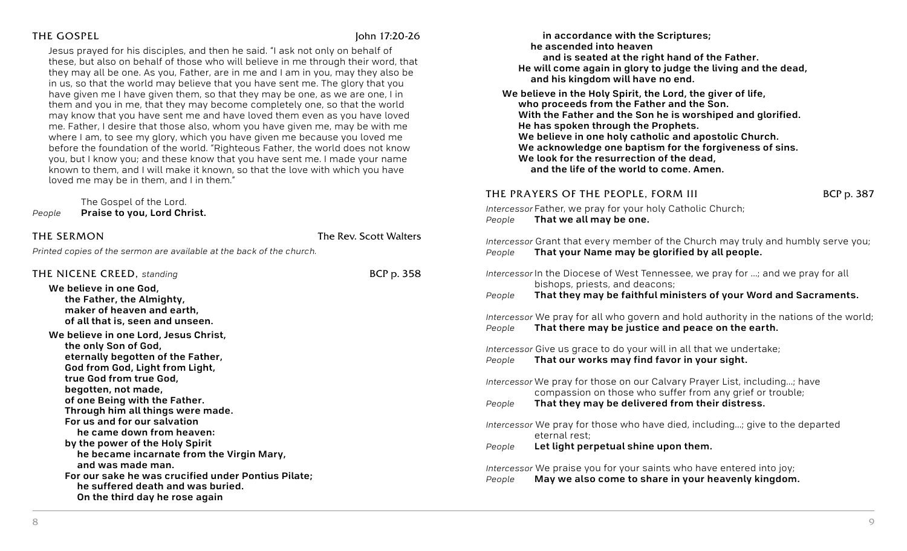## THE GOSPEL

John 17:20-26

Jesus prayed for his disciples, and then he said. "I ask not only on behalf of these, but also on behalf of those who will believe in me through their word, that they may all be one. As you, Father, are in me and I am in you, may they also be in us, so that the world may believe that you have sent me. The glory that you have given me I have given them, so that they may be one, as we are one, I in them and you in me, that they may become completely one, so that the world may know that you have sent me and have loved them even as you have loved me. Father, I desire that those also, whom you have given me, may be with me where I am, to see my glory, which you have given me because you loved me before the foundation of the world. "Righteous Father, the world does not know you, but I know you; and these know that you have sent me. I made your name known to them, and I will make it known, so that the love with which you have loved me may be in them, and I in them."

The Gospel of the Lord.

*People* **Praise to you, Lord Christ.**

## THE SERMON

The Rev. Scott Walters

*Printed copies of the sermon are available at the back of the church.*

## THE NICENE CREED, *standing*

BCP p. 358

**We believe in one God,**
**the Father, the Almighty,**
**maker of heaven and earth,**
**of all that is, seen and unseen.**

**We believe in one Lord, Jesus Christ,**
**the only Son of God,**
**eternally begotten of the Father,**
**God from God, Light from Light,**
**true God from true God,**
**begotten, not made,**
**of one Being with the Father.**
**Through him all things were made.**
**For us and for our salvation**
**he came down from heaven:**
**by the power of the Holy Spirit**
**he became incarnate from the Virgin Mary,**
**and was made man.**
**For our sake he was crucified under Pontius Pilate;**
**he suffered death and was buried.**
**On the third day he rose again**
**in accordance with the Scriptures;**
**he ascended into heaven**
**and is seated at the right hand of the Father.**
**He will come again in glory to judge the living and the dead,**
**and his kingdom will have no end.**

**We believe in the Holy Spirit, the Lord, the giver of life,**
**who proceeds from the Father and the Son.**
**With the Father and the Son he is worshiped and glorified.**
**He has spoken through the Prophets.**
**We believe in one holy catholic and apostolic Church.**
**We acknowledge one baptism for the forgiveness of sins.**
**We look for the resurrection of the dead,**
**and the life of the world to come. Amen.**

## THE PRAYERS OF THE PEOPLE, FORM III

BCP p. 387

*Intercessor* Father, we pray for your holy Catholic Church;
*People* **That we all may be one.**

*Intercessor* Grant that every member of the Church may truly and humbly serve you;
*People* **That your Name may be glorified by all people.**

*Intercessor* In the Diocese of West Tennessee, we pray for …; and we pray for all bishops, priests, and deacons;
*People* **That they may be faithful ministers of your Word and Sacraments.**

*Intercessor* We pray for all who govern and hold authority in the nations of the world;
*People* **That there may be justice and peace on the earth.**

*Intercessor* Give us grace to do your will in all that we undertake;
*People* **That our works may find favor in your sight.**

*Intercessor* We pray for those on our Calvary Prayer List, including…; have compassion on those who suffer from any grief or trouble;
*People* **That they may be delivered from their distress.**

*Intercessor* We pray for those who have died, including…; give to the departed eternal rest;
*People* **Let light perpetual shine upon them.**

*Intercessor* We praise you for your saints who have entered into joy;
*People* **May we also come to share in your heavenly kingdom.**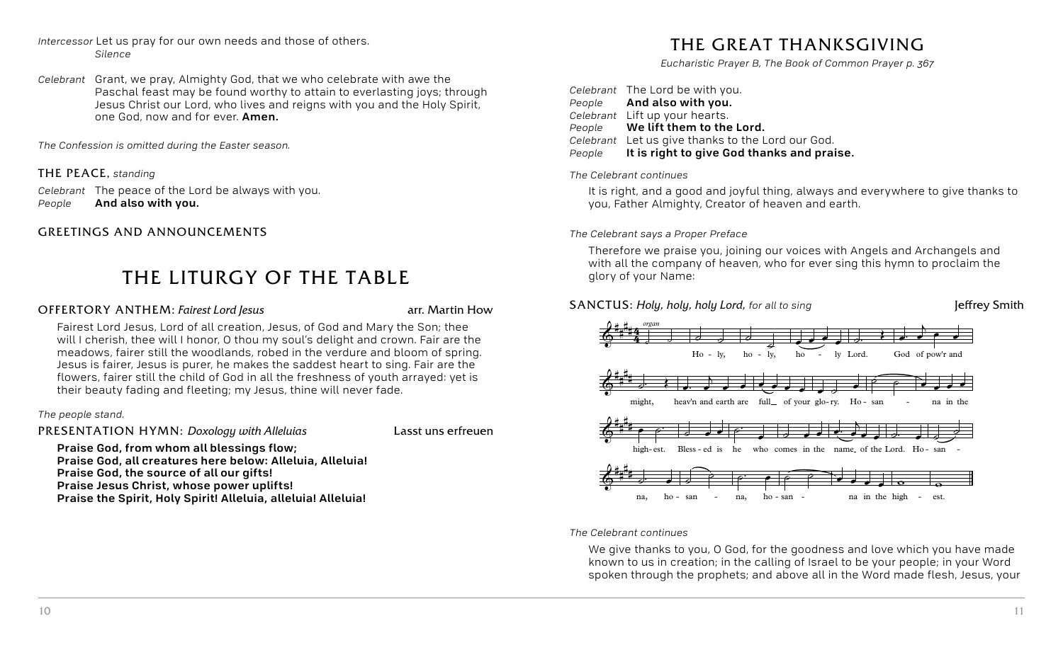*Intercessor* Let us pray for our own needs and those of others.
*Silence*

*Celebrant* Grant, we pray, Almighty God, that we who celebrate with awe the Paschal feast may be found worthy to attain to everlasting joys; through Jesus Christ our Lord, who lives and reigns with you and the Holy Spirit, one God, now and for ever. **Amen.**

*The Confession is omitted during the Easter season.*

### THE PEACE, *standing*

*Celebrant* The peace of the Lord be always with you.
*People* **And also with you.**

### GREETINGS AND ANNOUNCEMENTS

## THE LITURGY OF THE TABLE

### OFFERTORY ANTHEM: *Fairest Lord Jesus* — arr. Martin How

Fairest Lord Jesus, Lord of all creation, Jesus, of God and Mary the Son; thee will I cherish, thee will I honor, O thou my soul's delight and crown. Fair are the meadows, fairer still the woodlands, robed in the verdure and bloom of spring. Jesus is fairer, Jesus is purer, he makes the saddest heart to sing. Fair are the flowers, fairer still the child of God in all the freshness of youth arrayed: yet is their beauty fading and fleeting; my Jesus, thine will never fade.

*The people stand.*

### PRESENTATION HYMN: *Doxology with Alleluias* — Lasst uns erfreuen

**Praise God, from whom all blessings flow;**
**Praise God, all creatures here below: Alleluia, Alleluia!**
**Praise God, the source of all our gifts!**
**Praise Jesus Christ, whose power uplifts!**
**Praise the Spirit, Holy Spirit! Alleluia, alleluia! Alleluia!**

## THE GREAT THANKSGIVING

*Eucharistic Prayer B, The Book of Common Prayer p. 367*

*Celebrant* The Lord be with you.
*People* **And also with you.**
*Celebrant* Lift up your hearts.
*People* **We lift them to the Lord.**
*Celebrant* Let us give thanks to the Lord our God.
*People* **It is right to give God thanks and praise.**

*The Celebrant continues*

It is right, and a good and joyful thing, always and everywhere to give thanks to you, Father Almighty, Creator of heaven and earth.

*The Celebrant says a Proper Preface*

Therefore we praise you, joining our voices with Angels and Archangels and with all the company of heaven, who for ever sing this hymn to proclaim the glory of your Name:

### SANCTUS: *Holy, holy, holy Lord, for all to sing* — Jeffrey Smith

Holy, holy, holy Lord. God of pow'r and might, heav'n and earth are full of your glory. Hosanna in the highest. Blessed is he who comes in the name of the Lord. Hosanna, hosanna, hosanna in the highest.

*The Celebrant continues*

We give thanks to you, O God, for the goodness and love which you have made known to us in creation; in the calling of Israel to be your people; in your Word spoken through the prophets; and above all in the Word made flesh, Jesus, your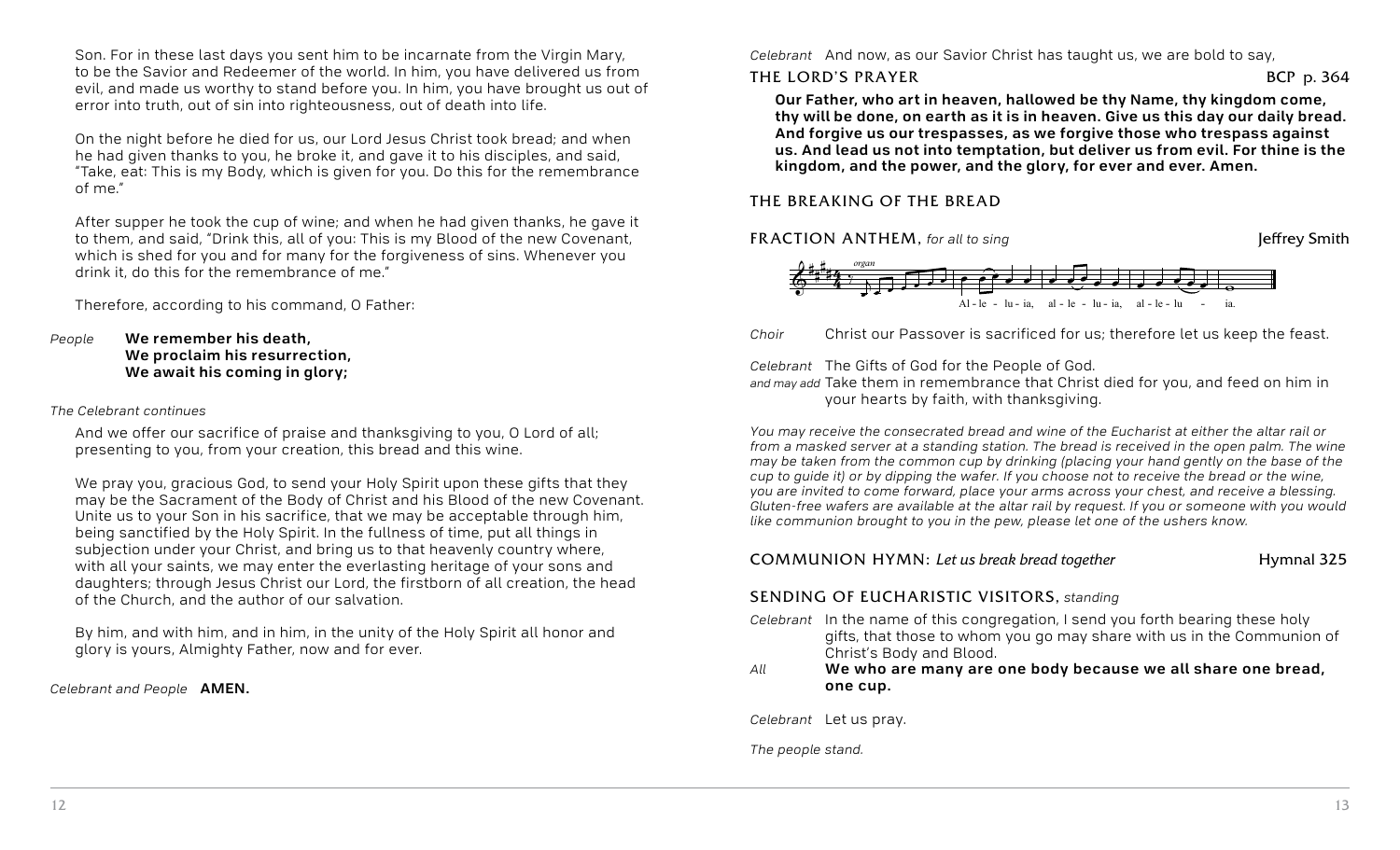Son. For in these last days you sent him to be incarnate from the Virgin Mary, to be the Savior and Redeemer of the world. In him, you have delivered us from evil, and made us worthy to stand before you. In him, you have brought us out of error into truth, out of sin into righteousness, out of death into life.

On the night before he died for us, our Lord Jesus Christ took bread; and when he had given thanks to you, he broke it, and gave it to his disciples, and said, "Take, eat: This is my Body, which is given for you. Do this for the remembrance of me."

After supper he took the cup of wine; and when he had given thanks, he gave it to them, and said, "Drink this, all of you: This is my Blood of the new Covenant, which is shed for you and for many for the forgiveness of sins. Whenever you drink it, do this for the remembrance of me."

Therefore, according to his command, O Father:

*People* **We remember his death,**
**We proclaim his resurrection,**
**We await his coming in glory;**

*The Celebrant continues*

And we offer our sacrifice of praise and thanksgiving to you, O Lord of all; presenting to you, from your creation, this bread and this wine.

We pray you, gracious God, to send your Holy Spirit upon these gifts that they may be the Sacrament of the Body of Christ and his Blood of the new Covenant. Unite us to your Son in his sacrifice, that we may be acceptable through him, being sanctified by the Holy Spirit. In the fullness of time, put all things in subjection under your Christ, and bring us to that heavenly country where, with all your saints, we may enter the everlasting heritage of your sons and daughters; through Jesus Christ our Lord, the firstborn of all creation, the head of the Church, and the author of our salvation.

By him, and with him, and in him, in the unity of the Holy Spirit all honor and glory is yours, Almighty Father, now and for ever.

*Celebrant and People* **AMEN.**

*Celebrant* And now, as our Savior Christ has taught us, we are bold to say,

## THE LORD'S PRAYER — BCP p. 364

**Our Father, who art in heaven, hallowed be thy Name, thy kingdom come, thy will be done, on earth as it is in heaven. Give us this day our daily bread. And forgive us our trespasses, as we forgive those who trespass against us. And lead us not into temptation, but deliver us from evil. For thine is the kingdom, and the power, and the glory, for ever and ever. Amen.**

## THE BREAKING OF THE BREAD

### FRACTION ANTHEM, *for all to sing* — Jeffrey Smith

organ

Al - le - lu - ia, al - le - lu - ia, al - le - lu - ia.

*Choir* Christ our Passover is sacrificed for us; therefore let us keep the feast.

*Celebrant* The Gifts of God for the People of God.
*and may add* Take them in remembrance that Christ died for you, and feed on him in your hearts by faith, with thanksgiving.

*You may receive the consecrated bread and wine of the Eucharist at either the altar rail or from a masked server at a standing station. The bread is received in the open palm. The wine may be taken from the common cup by drinking (placing your hand gently on the base of the cup to guide it) or by dipping the wafer. If you choose not to receive the bread or the wine, you are invited to come forward, place your arms across your chest, and receive a blessing. Gluten-free wafers are available at the altar rail by request. If you or someone with you would like communion brought to you in the pew, please let one of the ushers know.*

### COMMUNION HYMN: *Let us break bread together* — Hymnal 325

### SENDING OF EUCHARISTIC VISITORS, *standing*

*Celebrant* In the name of this congregation, I send you forth bearing these holy gifts, that those to whom you go may share with us in the Communion of Christ's Body and Blood.

*All* **We who are many are one body because we all share one bread, one cup.**

*Celebrant* Let us pray.

*The people stand.*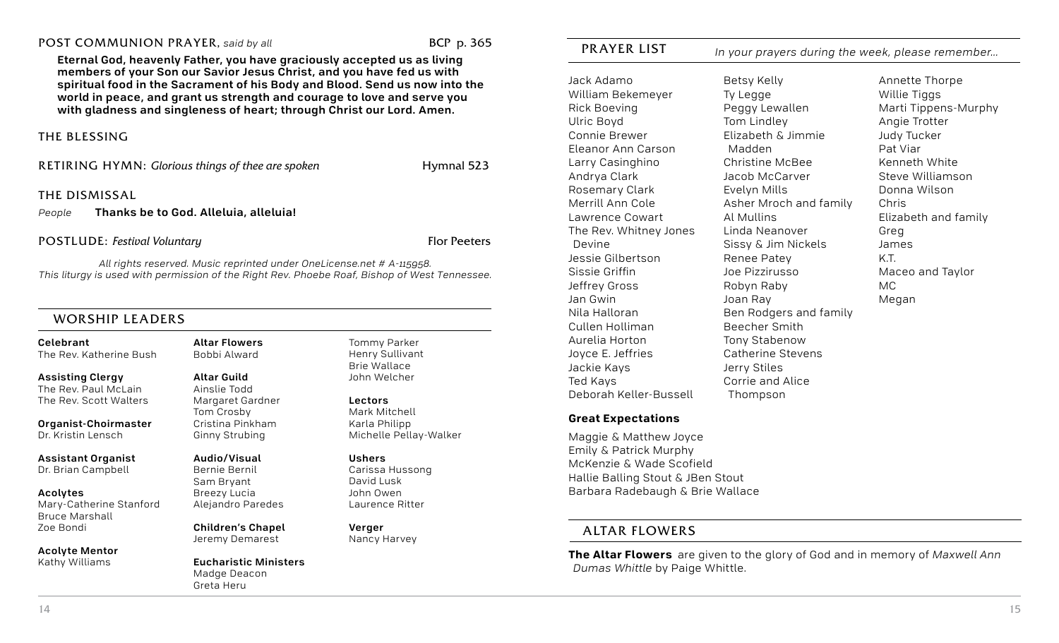## POST COMMUNION PRAYER, *said by all* — BCP p. 365

**Eternal God, heavenly Father, you have graciously accepted us as living members of your Son our Savior Jesus Christ, and you have fed us with spiritual food in the Sacrament of his Body and Blood. Send us now into the world in peace, and grant us strength and courage to love and serve you with gladness and singleness of heart; through Christ our Lord. Amen.**

## THE BLESSING

## RETIRING HYMN: *Glorious things of thee are spoken* — Hymnal 523

## THE DISMISSAL

*People* **Thanks be to God. Alleluia, alleluia!**

## POSTLUDE: *Festival Voluntary* — Flor Peeters

*All rights reserved. Music reprinted under OneLicense.net # A-115958.*
*This liturgy is used with permission of the Right Rev. Phoebe Roaf, Bishop of West Tennessee.*

## WORSHIP LEADERS

**Celebrant**
The Rev. Katherine Bush

**Assisting Clergy**
The Rev. Paul McLain
The Rev. Scott Walters

**Organist-Choirmaster**
Dr. Kristin Lensch

**Assistant Organist**
Dr. Brian Campbell

**Acolytes**
Mary-Catherine Stanford
Bruce Marshall
Zoe Bondi

**Acolyte Mentor**
Kathy Williams

**Altar Flowers**
Bobbi Alward

**Altar Guild**
Ainslie Todd
Margaret Gardner
Tom Crosby
Cristina Pinkham
Ginny Strubing

**Audio/Visual**
Bernie Bernil
Sam Bryant
Breezy Lucia
Alejandro Paredes

**Children's Chapel**
Jeremy Demarest

**Eucharistic Ministers**
Madge Deacon
Greta Heru
Tommy Parker
Henry Sullivant
Brie Wallace
John Welcher

**Lectors**
Mark Mitchell
Karla Philipp
Michelle Pellay-Walker

**Ushers**
Carissa Hussong
David Lusk
John Owen
Laurence Ritter

**Verger**
Nancy Harvey

## PRAYER LIST

*In your prayers during the week, please remember...*

Jack Adamo
William Bekemeyer
Rick Boeving
Ulric Boyd
Connie Brewer
Eleanor Ann Carson
Larry Casinghino
Andrya Clark
Rosemary Clark
Merrill Ann Cole
Lawrence Cowart
The Rev. Whitney Jones Devine
Jessie Gilbertson
Sissie Griffin
Jeffrey Gross
Jan Gwin
Nila Halloran
Cullen Holliman
Aurelia Horton
Joyce E. Jeffries
Jackie Kays
Ted Kays
Deborah Keller-Bussell
Betsy Kelly
Ty Legge
Peggy Lewallen
Tom Lindley
Elizabeth & Jimmie Madden
Christine McBee
Jacob McCarver
Evelyn Mills
Asher Mroch and family
Al Mullins
Linda Neanover
Sissy & Jim Nickels
Renee Patey
Joe Pizzirusso
Robyn Raby
Joan Ray
Ben Rodgers and family
Beecher Smith
Tony Stabenow
Catherine Stevens
Jerry Stiles
Corrie and Alice Thompson
Annette Thorpe
Willie Tiggs
Marti Tippens-Murphy
Angie Trotter
Judy Tucker
Pat Viar
Kenneth White
Steve Williamson
Donna Wilson
Chris
Elizabeth and family
Greg
James
K.T.
Maceo and Taylor
MC
Megan

**Great Expectations**

Maggie & Matthew Joyce
Emily & Patrick Murphy
McKenzie & Wade Scofield
Hallie Balling Stout & JBen Stout
Barbara Radebaugh & Brie Wallace

## ALTAR FLOWERS

**The Altar Flowers** are given to the glory of God and in memory of *Maxwell Ann Dumas Whittle* by Paige Whittle.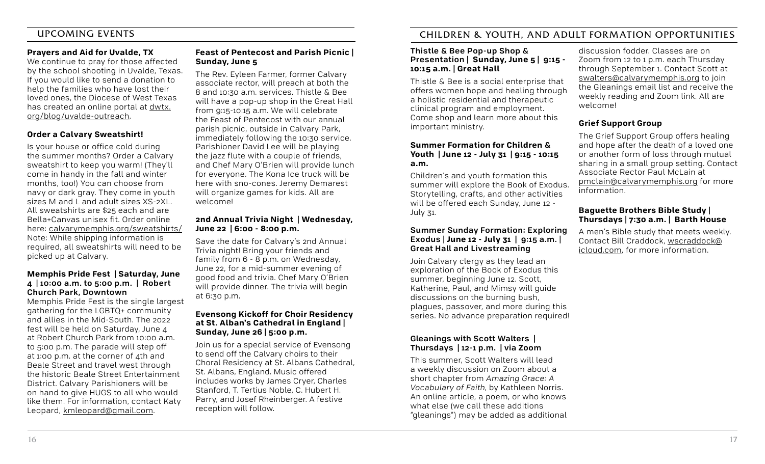## UPCOMING EVENTS

### Prayers and Aid for Uvalde, TX

We continue to pray for those affected by the school shooting in Uvalde, Texas. If you would like to send a donation to help the families who have lost their loved ones, the Diocese of West Texas has created an online portal at dwtx.org/blog/uvalde-outreach.

### Order a Calvary Sweatshirt!

Is your house or office cold during the summer months? Order a Calvary sweatshirt to keep you warm! (They'll come in handy in the fall and winter months, too!) You can choose from navy or dark gray. They come in youth sizes M and L and adult sizes XS-2XL. All sweatshirts are $25 each and are Bella+Canvas unisex fit. Order online here: calvarymemphis.org/sweatshirts/ Note: While shipping information is required, all sweatshirts will need to be picked up at Calvary.

### Memphis Pride Fest | Saturday, June 4 | 10:00 a.m. to 5:00 p.m. | Robert Church Park, Downtown

Memphis Pride Fest is the single largest gathering for the LGBTQ+ community and allies in the Mid-South. The 2022 fest will be held on Saturday, June 4 at Robert Church Park from 10:00 a.m. to 5:00 p.m. The parade will step off at 1:00 p.m. at the corner of 4th and Beale Street and travel west through the historic Beale Street Entertainment District. Calvary Parishioners will be on hand to give HUGS to all who would like them. For information, contact Katy Leopard, kmleopard@gmail.com.

### Feast of Pentecost and Parish Picnic | Sunday, June 5

The Rev. Eyleen Farmer, former Calvary associate rector, will preach at both the 8 and 10:30 a.m. services. Thistle & Bee will have a pop-up shop in the Great Hall from 9:15-10:15 a.m. We will celebrate the Feast of Pentecost with our annual parish picnic, outside in Calvary Park, immediately following the 10:30 service. Parishioner David Lee will be playing the jazz flute with a couple of friends, and Chef Mary O'Brien will provide lunch for everyone. The Kona Ice truck will be here with sno-cones. Jeremy Demarest will organize games for kids. All are welcome!

### 2nd Annual Trivia Night | Wednesday, June 22 | 6:00 - 8:00 p.m.

Save the date for Calvary's 2nd Annual Trivia night! Bring your friends and family from 6 - 8 p.m. on Wednesday, June 22, for a mid-summer evening of good food and trivia. Chef Mary O'Brien will provide dinner. The trivia will begin at 6:30 p.m.

### Evensong Kickoff for Choir Residency at St. Alban's Cathedral in England | Sunday, June 26 | 5:00 p.m.

Join us for a special service of Evensong to send off the Calvary choirs to their Choral Residency at St. Albans Cathedral, St. Albans, England. Music offered includes works by James Cryer, Charles Stanford, T. Tertius Noble, C. Hubert H. Parry, and Josef Rheinberger. A festive reception will follow.

## CHILDREN & YOUTH, AND ADULT FORMATION OPPORTUNITIES

### Thistle & Bee Pop-up Shop & Presentation | Sunday, June 5 | 9:15 - 10:15 a.m. | Great Hall

Thistle & Bee is a social enterprise that offers women hope and healing through a holistic residential and therapeutic clinical program and employment. Come shop and learn more about this important ministry.

### Summer Formation for Children & Youth | June 12 - July 31 | 9:15 - 10:15 a.m.

Children's and youth formation this summer will explore the Book of Exodus. Storytelling, crafts, and other activities will be offered each Sunday, June 12 - July 31.

### Summer Sunday Formation: Exploring Exodus | June 12 - July 31 | 9:15 a.m. | Great Hall and Livestreaming

Join Calvary clergy as they lead an exploration of the Book of Exodus this summer, beginning June 12. Scott, Katherine, Paul, and Mimsy will guide discussions on the burning bush, plagues, passover, and more during this series. No advance preparation required!

### Gleanings with Scott Walters | Thursdays | 12-1 p.m. | via Zoom

This summer, Scott Walters will lead a weekly discussion on Zoom about a short chapter from *Amazing Grace: A Vocabulary of Faith*, by Kathleen Norris. An online article, a poem, or who knows what else (we call these additions "gleanings") may be added as additional discussion fodder. Classes are on Zoom from 12 to 1 p.m. each Thursday through September 1. Contact Scott at swalters@calvarymemphis.org to join the Gleanings email list and receive the weekly reading and Zoom link. All are welcome!

### Grief Support Group

The Grief Support Group offers healing and hope after the death of a loved one or another form of loss through mutual sharing in a small group setting. Contact Associate Rector Paul McLain at pmclain@calvarymemphis.org for more information.

### Baguette Brothers Bible Study | Thursdays | 7:30 a.m. | Barth House

A men's Bible study that meets weekly. Contact Bill Craddock, wscraddock@icloud.com, for more information.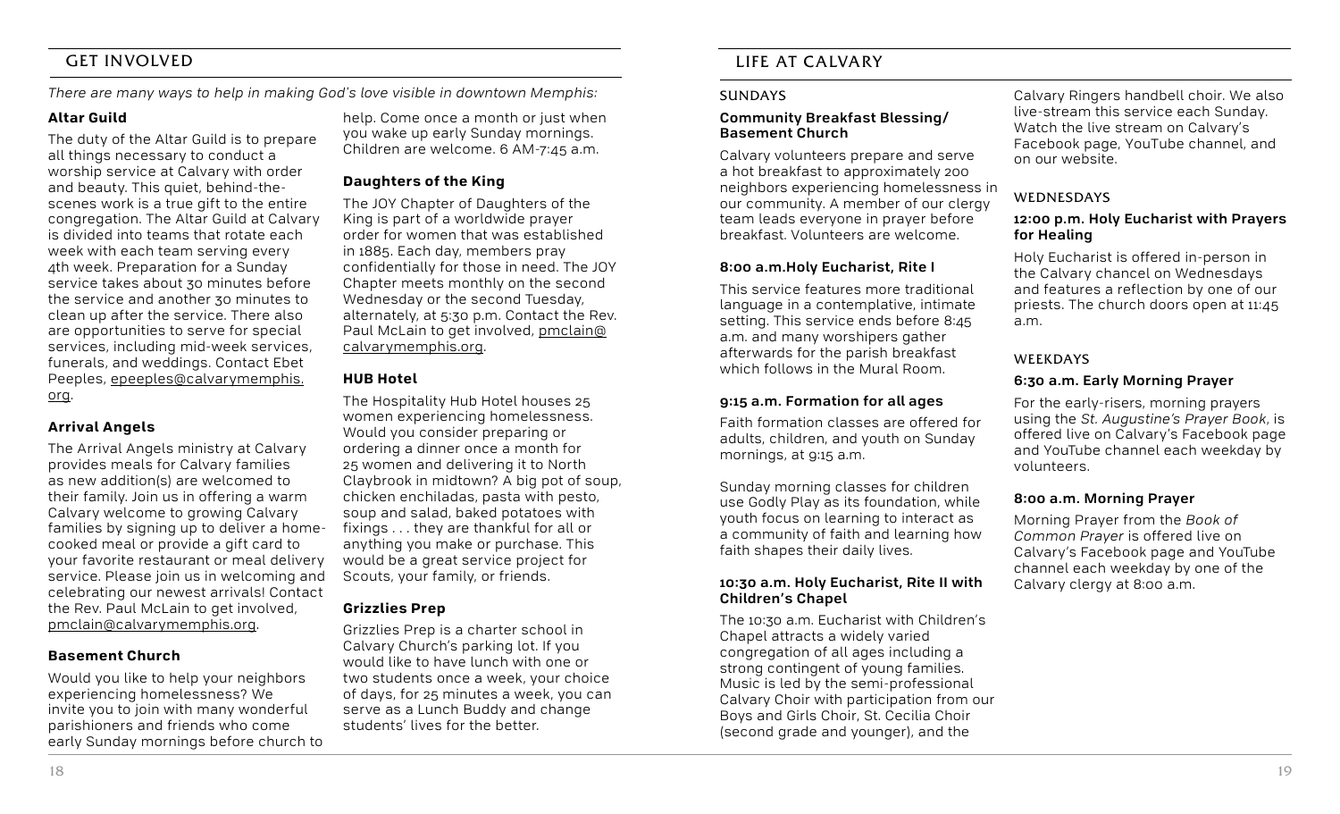## GET INVOLVED

*There are many ways to help in making God's love visible in downtown Memphis:*

### Altar Guild

The duty of the Altar Guild is to prepare all things necessary to conduct a worship service at Calvary with order and beauty. This quiet, behind-the-scenes work is a true gift to the entire congregation. The Altar Guild at Calvary is divided into teams that rotate each week with each team serving every 4th week. Preparation for a Sunday service takes about 30 minutes before the service and another 30 minutes to clean up after the service. There also are opportunities to serve for special services, including mid-week services, funerals, and weddings. Contact Ebet Peeples, epeeples@calvarymemphis.org.

### Arrival Angels

The Arrival Angels ministry at Calvary provides meals for Calvary families as new addition(s) are welcomed to their family. Join us in offering a warm Calvary welcome to growing Calvary families by signing up to deliver a home-cooked meal or provide a gift card to your favorite restaurant or meal delivery service. Please join us in welcoming and celebrating our newest arrivals! Contact the Rev. Paul McLain to get involved, pmclain@calvarymemphis.org.

### Basement Church

Would you like to help your neighbors experiencing homelessness? We invite you to join with many wonderful parishioners and friends who come early Sunday mornings before church to help. Come once a month or just when you wake up early Sunday mornings. Children are welcome. 6 AM-7:45 a.m.

### Daughters of the King

The JOY Chapter of Daughters of the King is part of a worldwide prayer order for women that was established in 1885. Each day, members pray confidentially for those in need. The JOY Chapter meets monthly on the second Wednesday or the second Tuesday, alternately, at 5:30 p.m. Contact the Rev. Paul McLain to get involved, pmclain@calvarymemphis.org.

### HUB Hotel

The Hospitality Hub Hotel houses 25 women experiencing homelessness. Would you consider preparing or ordering a dinner once a month for 25 women and delivering it to North Claybrook in midtown? A big pot of soup, chicken enchiladas, pasta with pesto, soup and salad, baked potatoes with fixings . . . they are thankful for all or anything you make or purchase. This would be a great service project for Scouts, your family, or friends.

### Grizzlies Prep

Grizzlies Prep is a charter school in Calvary Church's parking lot. If you would like to have lunch with one or two students once a week, your choice of days, for 25 minutes a week, you can serve as a Lunch Buddy and change students' lives for the better.

## LIFE AT CALVARY

### SUNDAYS

#### Community Breakfast Blessing/ Basement Church

Calvary volunteers prepare and serve a hot breakfast to approximately 200 neighbors experiencing homelessness in our community. A member of our clergy team leads everyone in prayer before breakfast. Volunteers are welcome.

#### 8:00 a.m.Holy Eucharist, Rite I

This service features more traditional language in a contemplative, intimate setting. This service ends before 8:45 a.m. and many worshipers gather afterwards for the parish breakfast which follows in the Mural Room.

#### 9:15 a.m. Formation for all ages

Faith formation classes are offered for adults, children, and youth on Sunday mornings, at 9:15 a.m.

Sunday morning classes for children use Godly Play as its foundation, while youth focus on learning to interact as a community of faith and learning how faith shapes their daily lives.

#### 10:30 a.m. Holy Eucharist, Rite II with Children's Chapel

The 10:30 a.m. Eucharist with Children's Chapel attracts a widely varied congregation of all ages including a strong contingent of young families. Music is led by the semi-professional Calvary Choir with participation from our Boys and Girls Choir, St. Cecilia Choir (second grade and younger), and the Calvary Ringers handbell choir. We also live-stream this service each Sunday. Watch the live stream on Calvary's Facebook page, YouTube channel, and on our website.

### WEDNESDAYS

#### 12:00 p.m. Holy Eucharist with Prayers for Healing

Holy Eucharist is offered in-person in the Calvary chancel on Wednesdays and features a reflection by one of our priests. The church doors open at 11:45 a.m.

### WEEKDAYS

#### 6:30 a.m. Early Morning Prayer

For the early-risers, morning prayers using the *St. Augustine's Prayer Book*, is offered live on Calvary's Facebook page and YouTube channel each weekday by volunteers.

#### 8:00 a.m. Morning Prayer

Morning Prayer from the *Book of Common Prayer* is offered live on Calvary's Facebook page and YouTube channel each weekday by one of the Calvary clergy at 8:00 a.m.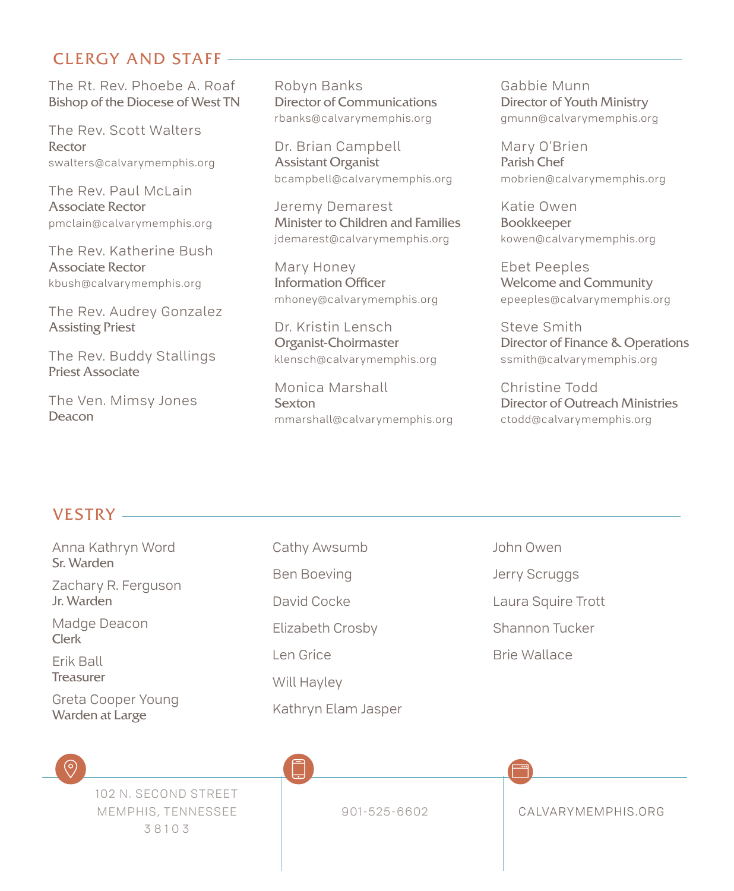## CLERGY AND STAFF

The Rt. Rev. Phoebe A. Roaf
**Bishop of the Diocese of West TN**

The Rev. Scott Walters
**Rector**
swalters@calvarymemphis.org

The Rev. Paul McLain
**Associate Rector**
pmclain@calvarymemphis.org

The Rev. Katherine Bush
**Associate Rector**
kbush@calvarymemphis.org

The Rev. Audrey Gonzalez
**Assisting Priest**

The Rev. Buddy Stallings
**Priest Associate**

The Ven. Mimsy Jones
**Deacon**

Robyn Banks
**Director of Communications**
rbanks@calvarymemphis.org

Dr. Brian Campbell
**Assistant Organist**
bcampbell@calvarymemphis.org

Jeremy Demarest
**Minister to Children and Families**
jdemarest@calvarymemphis.org

Mary Honey
**Information Officer**
mhoney@calvarymemphis.org

Dr. Kristin Lensch
**Organist-Choirmaster**
klensch@calvarymemphis.org

Monica Marshall
**Sexton**
mmarshall@calvarymemphis.org

Gabbie Munn
**Director of Youth Ministry**
gmunn@calvarymemphis.org

Mary O'Brien
**Parish Chef**
mobrien@calvarymemphis.org

Katie Owen
**Bookkeeper**
kowen@calvarymemphis.org

Ebet Peeples
**Welcome and Community**
epeeples@calvarymemphis.org

Steve Smith
**Director of Finance & Operations**
ssmith@calvarymemphis.org

Christine Todd
**Director of Outreach Ministries**
ctodd@calvarymemphis.org

## VESTRY

Anna Kathryn Word
**Sr. Warden**

Zachary R. Ferguson
**Jr. Warden**

Madge Deacon
**Clerk**

Erik Ball
**Treasurer**

Greta Cooper Young
**Warden at Large**

Cathy Awsumb

Ben Boeving

David Cocke

Elizabeth Crosby

Len Grice

Will Hayley

Kathryn Elam Jasper

John Owen

Jerry Scruggs

Laura Squire Trott

Shannon Tucker

Brie Wallace

102 N. SECOND STREET
MEMPHIS, TENNESSEE
38103

901-525-6602

CALVARYMEMPHIS.ORG